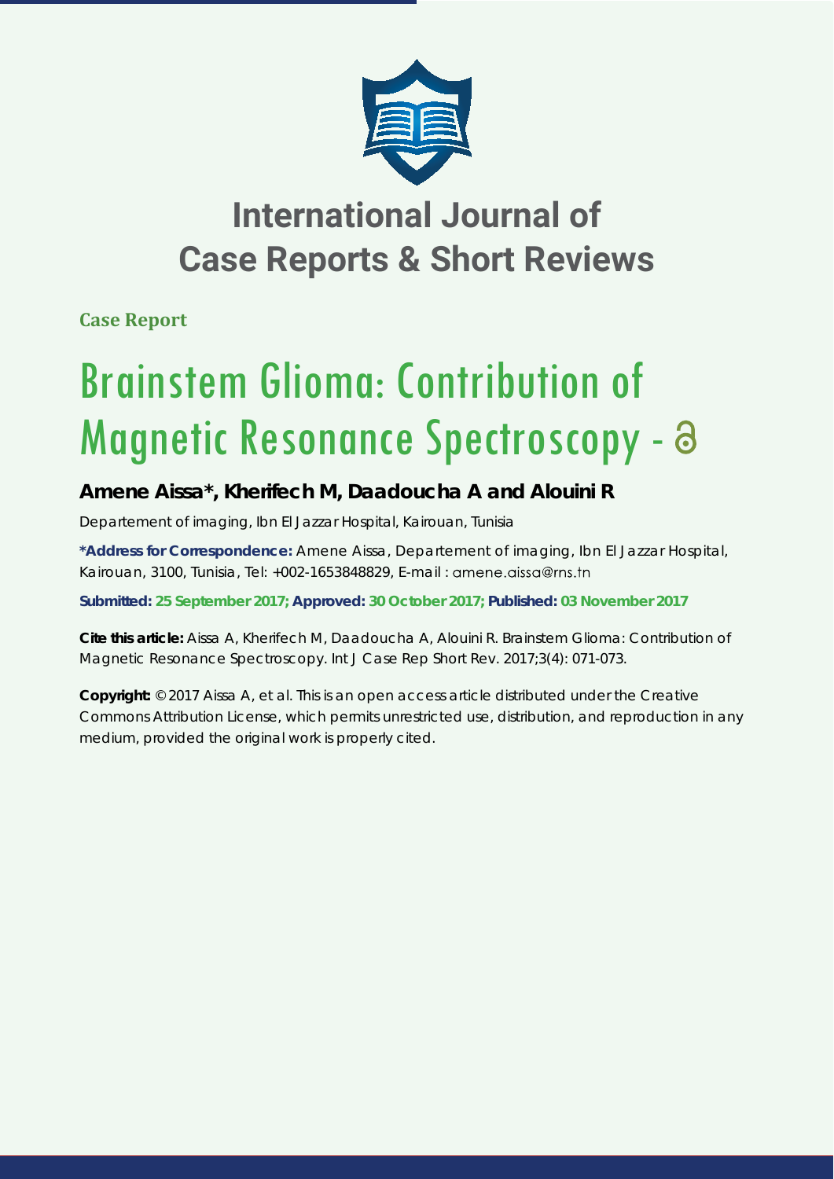# International Journal of Case Reports & Short Reviews

**Case Report**

# Brainstem Glioma: Contribution of Magnetic Resonance Spectroscopy -

## Amene Aissa*, Kherifech M, Daadoucha A and Alouini R

Departement of imaging, Ibn El Jazzar Hospital, Kairouan, Tunisia

**\*Address for Correspondence:** Amene Aissa, Departement of imaging, Ibn El Jazzar Hospital, Kairouan, 3100, Tunisia, Tel: +002-1653848829, E-mail : amene.aissa@rns.tn

**Submitted: 25 September 2017; Approved: 30 October 2017; Published: 03 November 2017**

**Cite this article:** Aissa A, Kherifech M, Daadoucha A, Alouini R. Brainstem Glioma: Contribution of Magnetic Resonance Spectroscopy. Int J Case Rep Short Rev. 2017;3(4): 071-073.

**Copyright:** © 2017 Aissa A, et al. This is an open access article distributed under the Creative Commons Attribution License, which permits unrestricted use, distribution, and reproduction in any medium, provided the original work is properly cited.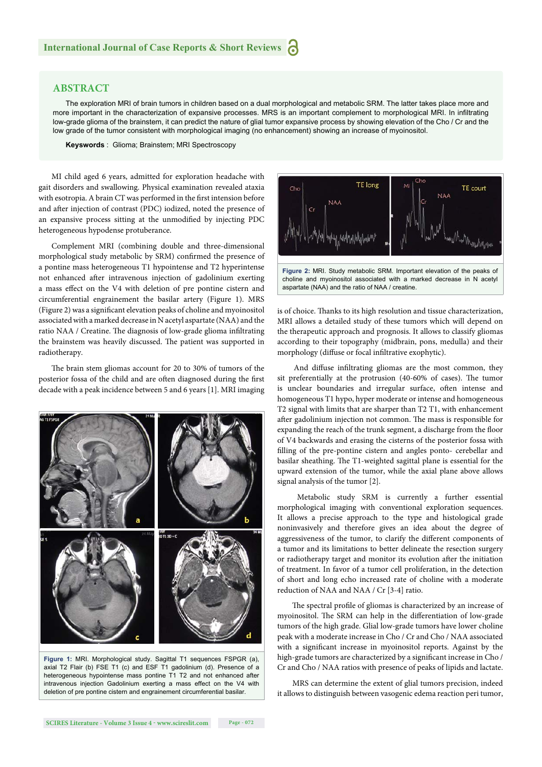## ABSTRACT

The exploration MRI of brain tumors in children based on a dual morphological and metabolic SRM. The latter takes place more and more important in the characterization of expansive processes. MRS is an important complement to morphological MRI. In infiltrating low-grade glioma of the brainstem, it can predict the nature of glial tumor expansive process by showing elevation of the Cho / Cr and the low grade of the tumor consistent with morphological imaging (no enhancement) showing an increase of myoinositol.

**Keyswords** : Glioma; Brainstem; MRI Spectroscopy

MI child aged 6 years, admitted for exploration headache with gait disorders and swallowing. Physical examination revealed ataxia with esotropia. A brain CT was performed in the first intension before and after injection of contrast (PDC) iodized, noted the presence of an expansive process sitting at the unmodified by injecting PDC heterogeneous hypodense protuberance.

Complement MRI (combining double and three-dimensional morphological study metabolic by SRM) confirmed the presence of a pontine mass heterogeneous T1 hypointense and T2 hyperintense not enhanced after intravenous injection of gadolinium exerting a mass effect on the V4 with deletion of pre pontine cistern and circumferential engrainement the basilar artery (Figure 1). MRS (Figure 2) was a significant elevation peaks of choline and myoinositol associated with a marked decrease in N acetyl aspartate (NAA) and the ratio NAA / Creatine. The diagnosis of low-grade glioma infiltrating the brainstem was heavily discussed. The patient was supported in radiotherapy.

The brain stem gliomas account for 20 to 30% of tumors of the posterior fossa of the child and are often diagnosed during the first decade with a peak incidence between 5 and 6 years [1]. MRI imaging is of choice. Thanks to its high resolution and tissue characterization, MRI allows a detailed study of these tumors which will depend on the therapeutic approach and prognosis. It allows to classify gliomas according to their topography (midbrain, pons, medulla) and their morphology (diffuse or focal infiltrative exophytic).

Figure 1: MRI. Morphological study. Sagittal T1 sequences FSPGR (a), axial T2 Flair (b) FSE T1 (c) and ESF T1 gadolinium (d). Presence of a heterogeneous hypointense mass pontine T1 T2 and not enhanced after intravenous injection Gadolinium exerting a mass effect on the V4 with deletion of pre pontine cistern and engrainement circumferential basilar.

Figure 2: MRI. Study metabolic SRM. Important elevation of the peaks of choline and myoinositol associated with a marked decrease in N acetyl aspartate (NAA) and the ratio of NAA / creatine.

And diffuse infiltrating gliomas are the most common, they sit preferentially at the protrusion (40-60% of cases). The tumor is unclear boundaries and irregular surface, often intense and homogeneous T1 hypo, hyper moderate or intense and homogeneous T2 signal with limits that are sharper than T2 T1, with enhancement after gadolinium injection not common. The mass is responsible for expanding the reach of the trunk segment, a discharge from the floor of V4 backwards and erasing the cisterns of the posterior fossa with filling of the pre-pontine cistern and angles ponto- cerebellar and basilar sheathing. The T1-weighted sagittal plane is essential for the upward extension of the tumor, while the axial plane above allows signal analysis of the tumor [2].

Metabolic study SRM is currently a further essential morphological imaging with conventional exploration sequences. It allows a precise approach to the type and histological grade noninvasively and therefore gives an idea about the degree of aggressiveness of the tumor, to clarify the different components of a tumor and its limitations to better delineate the resection surgery or radiotherapy target and monitor its evolution after the initiation of treatment. In favor of a tumor cell proliferation, in the detection of short and long echo increased rate of choline with a moderate reduction of NAA and NAA / Cr [3-4] ratio.

The spectral profile of gliomas is characterized by an increase of myoinositol. The SRM can help in the differentiation of low-grade tumors of the high grade. Glial low-grade tumors have lower choline peak with a moderate increase in Cho / Cr and Cho / NAA associated with a significant increase in myoinositol reports. Against by the high-grade tumors are characterized by a significant increase in Cho / Cr and Cho / NAA ratios with presence of peaks of lipids and lactate.

MRS can determine the extent of glial tumors precision, indeed it allows to distinguish between vasogenic edema reaction peri tumor,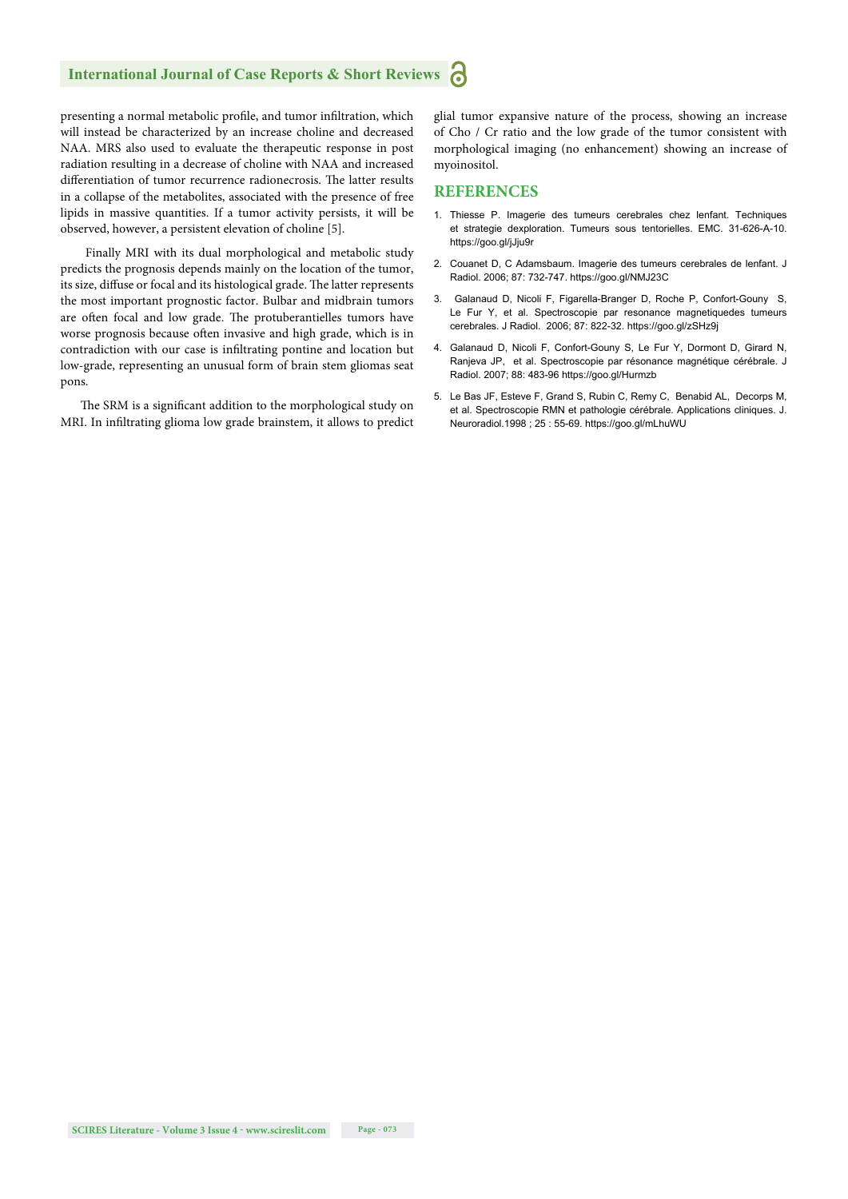presenting a normal metabolic profile, and tumor infiltration, which will instead be characterized by an increase choline and decreased NAA. MRS also used to evaluate the therapeutic response in post radiation resulting in a decrease of choline with NAA and increased differentiation of tumor recurrence radionecrosis. The latter results in a collapse of the metabolites, associated with the presence of free lipids in massive quantities. If a tumor activity persists, it will be observed, however, a persistent elevation of choline [5].

Finally MRI with its dual morphological and metabolic study predicts the prognosis depends mainly on the location of the tumor, its size, diffuse or focal and its histological grade. The latter represents the most important prognostic factor. Bulbar and midbrain tumors are often focal and low grade. The protuberantielles tumors have worse prognosis because often invasive and high grade, which is in contradiction with our case is infiltrating pontine and location but low-grade, representing an unusual form of brain stem gliomas seat pons.

The SRM is a significant addition to the morphological study on MRI. In infiltrating glioma low grade brainstem, it allows to predict glial tumor expansive nature of the process, showing an increase of Cho / Cr ratio and the low grade of the tumor consistent with morphological imaging (no enhancement) showing an increase of myoinositol.

## REFERENCES

1. Thiesse P. Imagerie des tumeurs cerebrales chez lenfant. Techniques et strategie dexploration. Tumeurs sous tentorielles. EMC. 31-626-A-10. https://goo.gl/jJju9r
2. Couanet D, C Adamsbaum. Imagerie des tumeurs cerebrales de lenfant. J Radiol. 2006; 87: 732-747. https://goo.gl/NMJ23C
3. Galanaud D, Nicoli F, Figarella-Branger D, Roche P, Confort-Gouny S, Le Fur Y, et al. Spectroscopie par resonance magnetiquedes tumeurs cerebrales. J Radiol. 2006; 87: 822-32. https://goo.gl/zSHz9j
4. Galanaud D, Nicoli F, Confort-Gouny S, Le Fur Y, Dormont D, Girard N, Ranjeva JP, et al. Spectroscopie par résonance magnétique cérébrale. J Radiol. 2007; 88: 483-96 https://goo.gl/Hurmzb
5. Le Bas JF, Esteve F, Grand S, Rubin C, Remy C, Benabid AL, Decorps M, et al. Spectroscopie RMN et pathologie cérébrale. Applications cliniques. J. Neuroradiol.1998 ; 25 : 55-69. https://goo.gl/mLhuWU